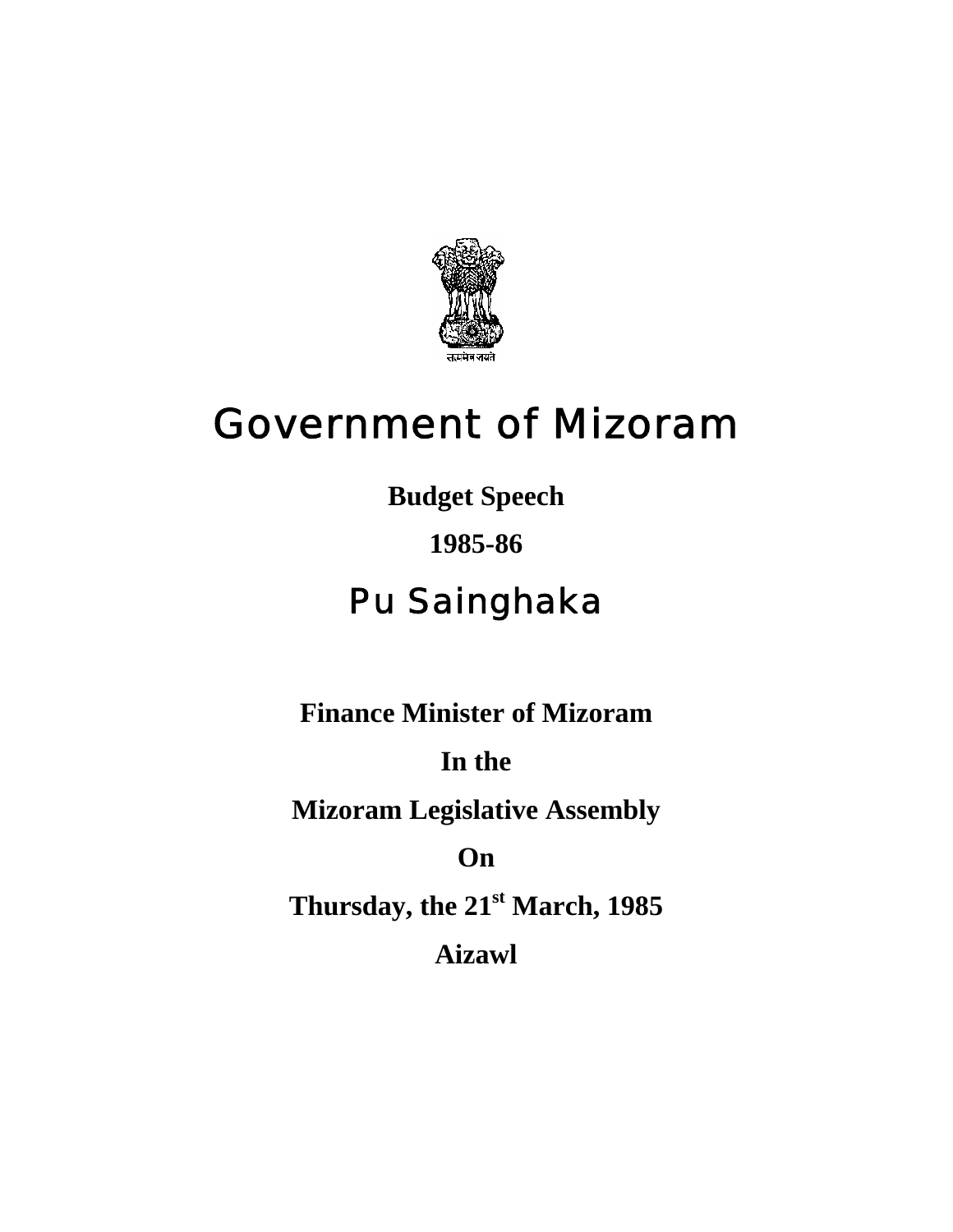सत्यमेव जयते

# Government of Mizoram

**Budget Speech**

**1985-86**

## Pu Sainghaka

**Finance Minister of Mizoram**

**In the**

**Mizoram Legislative Assembly**

**On**

**Thursday, the 21st March, 1985**

**Aizawl**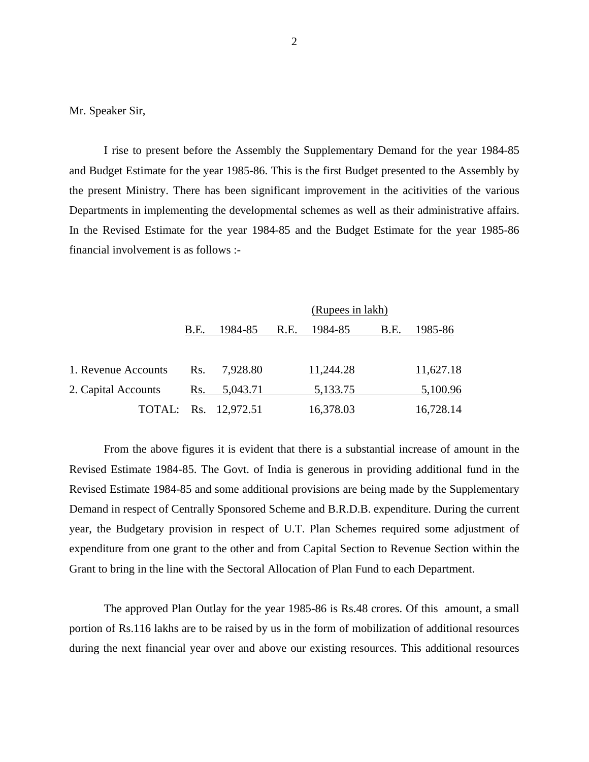Mr. Speaker Sir,

I rise to present before the Assembly the Supplementary Demand for the year 1984-85 and Budget Estimate for the year 1985-86. This is the first Budget presented to the Assembly by the present Ministry. There has been significant improvement in the acitivities of the various Departments in implementing the developmental schemes as well as their administrative affairs. In the Revised Estimate for the year 1984-85 and the Budget Estimate for the year 1985-86 financial involvement is as follows :-

(Rupees in lakh)

| | | B.E. 1984-85 | R.E. 1984-85 | B.E. 1985-86 |
|---|---|---|---|---|
| 1. Revenue Accounts | Rs. | 7,928.80 | 11,244.28 | 11,627.18 |
| 2. Capital Accounts | Rs. | 5,043.71 | 5,133.75 | 5,100.96 |
| TOTAL: | Rs. | 12,972.51 | 16,378.03 | 16,728.14 |

From the above figures it is evident that there is a substantial increase of amount in the Revised Estimate 1984-85. The Govt. of India is generous in providing additional fund in the Revised Estimate 1984-85 and some additional provisions are being made by the Supplementary Demand in respect of Centrally Sponsored Scheme and B.R.D.B. expenditure. During the current year, the Budgetary provision in respect of U.T. Plan Schemes required some adjustment of expenditure from one grant to the other and from Capital Section to Revenue Section within the Grant to bring in the line with the Sectoral Allocation of Plan Fund to each Department.

The approved Plan Outlay for the year 1985-86 is Rs.48 crores. Of this amount, a small portion of Rs.116 lakhs are to be raised by us in the form of mobilization of additional resources during the next financial year over and above our existing resources. This additional resources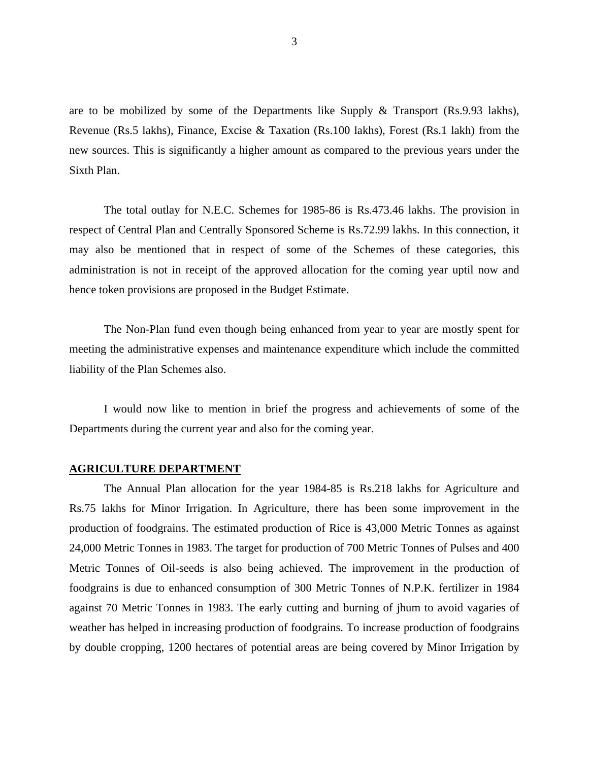are to be mobilized by some of the Departments like Supply & Transport (Rs.9.93 lakhs), Revenue (Rs.5 lakhs), Finance, Excise & Taxation (Rs.100 lakhs), Forest (Rs.1 lakh) from the new sources. This is significantly a higher amount as compared to the previous years under the Sixth Plan.

The total outlay for N.E.C. Schemes for 1985-86 is Rs.473.46 lakhs. The provision in respect of Central Plan and Centrally Sponsored Scheme is Rs.72.99 lakhs. In this connection, it may also be mentioned that in respect of some of the Schemes of these categories, this administration is not in receipt of the approved allocation for the coming year uptil now and hence token provisions are proposed in the Budget Estimate.

The Non-Plan fund even though being enhanced from year to year are mostly spent for meeting the administrative expenses and maintenance expenditure which include the committed liability of the Plan Schemes also.

I would now like to mention in brief the progress and achievements of some of the Departments during the current year and also for the coming year.

## AGRICULTURE DEPARTMENT

The Annual Plan allocation for the year 1984-85 is Rs.218 lakhs for Agriculture and Rs.75 lakhs for Minor Irrigation. In Agriculture, there has been some improvement in the production of foodgrains. The estimated production of Rice is 43,000 Metric Tonnes as against 24,000 Metric Tonnes in 1983. The target for production of 700 Metric Tonnes of Pulses and 400 Metric Tonnes of Oil-seeds is also being achieved. The improvement in the production of foodgrains is due to enhanced consumption of 300 Metric Tonnes of N.P.K. fertilizer in 1984 against 70 Metric Tonnes in 1983. The early cutting and burning of jhum to avoid vagaries of weather has helped in increasing production of foodgrains. To increase production of foodgrains by double cropping, 1200 hectares of potential areas are being covered by Minor Irrigation by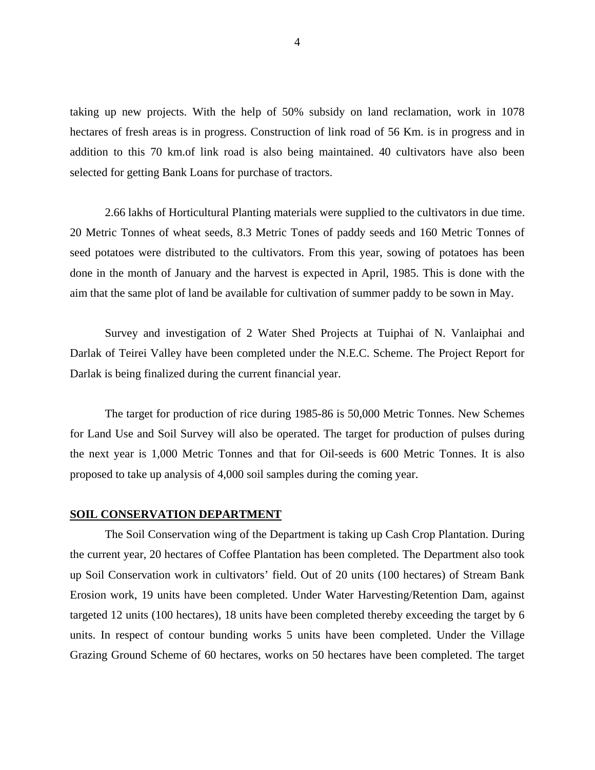taking up new projects. With the help of 50% subsidy on land reclamation, work in 1078 hectares of fresh areas is in progress. Construction of link road of 56 Km. is in progress and in addition to this 70 km.of link road is also being maintained. 40 cultivators have also been selected for getting Bank Loans for purchase of tractors.

2.66 lakhs of Horticultural Planting materials were supplied to the cultivators in due time. 20 Metric Tonnes of wheat seeds, 8.3 Metric Tones of paddy seeds and 160 Metric Tonnes of seed potatoes were distributed to the cultivators. From this year, sowing of potatoes has been done in the month of January and the harvest is expected in April, 1985. This is done with the aim that the same plot of land be available for cultivation of summer paddy to be sown in May.

Survey and investigation of 2 Water Shed Projects at Tuiphai of N. Vanlaiphai and Darlak of Teirei Valley have been completed under the N.E.C. Scheme. The Project Report for Darlak is being finalized during the current financial year.

The target for production of rice during 1985-86 is 50,000 Metric Tonnes. New Schemes for Land Use and Soil Survey will also be operated. The target for production of pulses during the next year is 1,000 Metric Tonnes and that for Oil-seeds is 600 Metric Tonnes. It is also proposed to take up analysis of 4,000 soil samples during the coming year.

**SOIL CONSERVATION DEPARTMENT**

The Soil Conservation wing of the Department is taking up Cash Crop Plantation. During the current year, 20 hectares of Coffee Plantation has been completed. The Department also took up Soil Conservation work in cultivators' field. Out of 20 units (100 hectares) of Stream Bank Erosion work, 19 units have been completed. Under Water Harvesting/Retention Dam, against targeted 12 units (100 hectares), 18 units have been completed thereby exceeding the target by 6 units. In respect of contour bunding works 5 units have been completed. Under the Village Grazing Ground Scheme of 60 hectares, works on 50 hectares have been completed. The target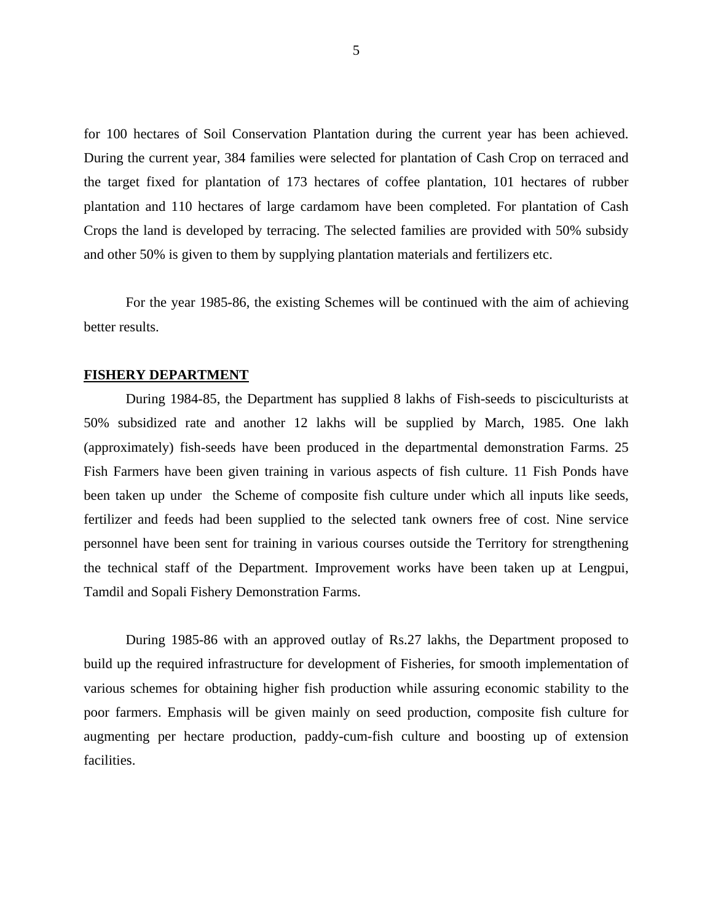for 100 hectares of Soil Conservation Plantation during the current year has been achieved. During the current year, 384 families were selected for plantation of Cash Crop on terraced and the target fixed for plantation of 173 hectares of coffee plantation, 101 hectares of rubber plantation and 110 hectares of large cardamom have been completed. For plantation of Cash Crops the land is developed by terracing. The selected families are provided with 50% subsidy and other 50% is given to them by supplying plantation materials and fertilizers etc.

For the year 1985-86, the existing Schemes will be continued with the aim of achieving better results.

**FISHERY DEPARTMENT**

During 1984-85, the Department has supplied 8 lakhs of Fish-seeds to pisciculturists at 50% subsidized rate and another 12 lakhs will be supplied by March, 1985. One lakh (approximately) fish-seeds have been produced in the departmental demonstration Farms. 25 Fish Farmers have been given training in various aspects of fish culture. 11 Fish Ponds have been taken up under the Scheme of composite fish culture under which all inputs like seeds, fertilizer and feeds had been supplied to the selected tank owners free of cost. Nine service personnel have been sent for training in various courses outside the Territory for strengthening the technical staff of the Department. Improvement works have been taken up at Lengpui, Tamdil and Sopali Fishery Demonstration Farms.

During 1985-86 with an approved outlay of Rs.27 lakhs, the Department proposed to build up the required infrastructure for development of Fisheries, for smooth implementation of various schemes for obtaining higher fish production while assuring economic stability to the poor farmers. Emphasis will be given mainly on seed production, composite fish culture for augmenting per hectare production, paddy-cum-fish culture and boosting up of extension facilities.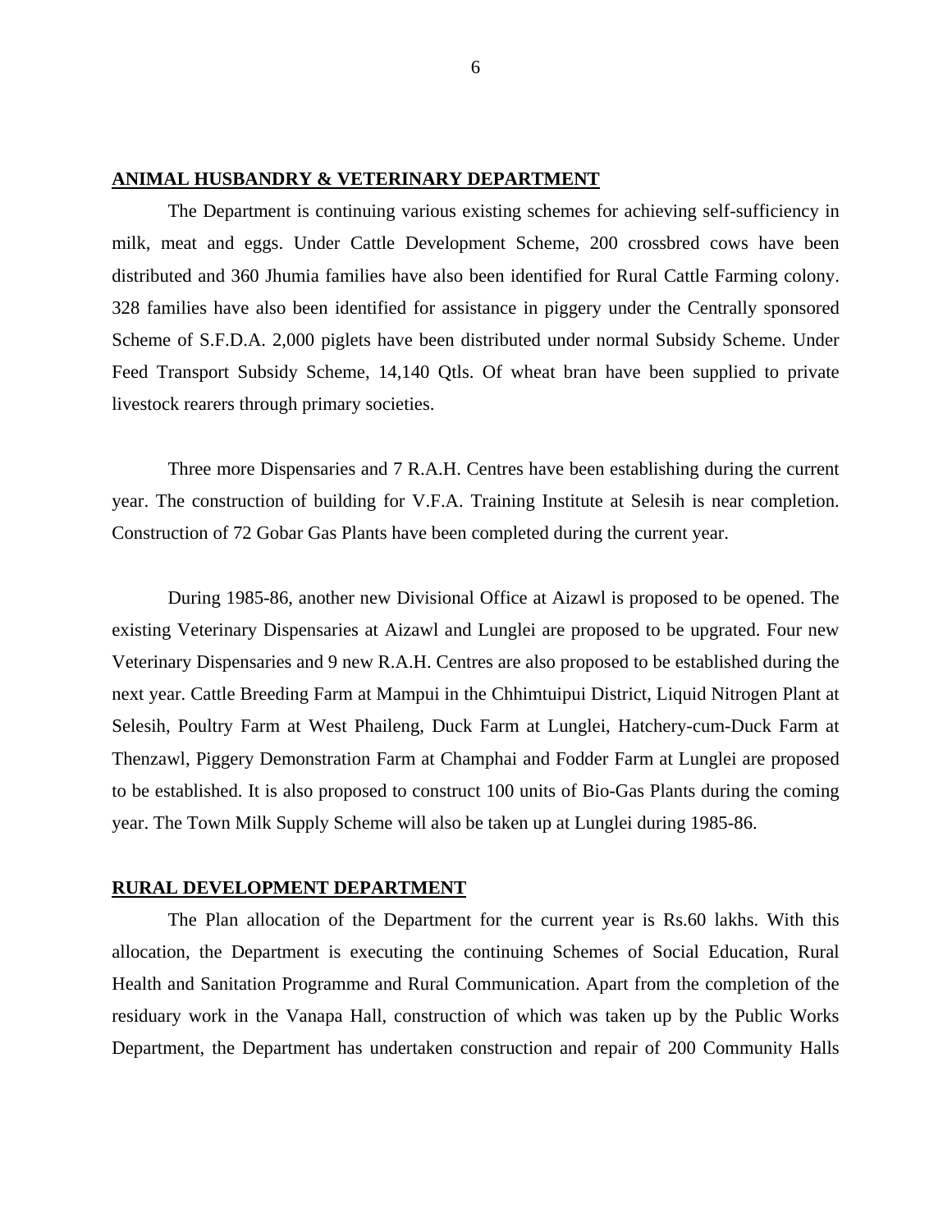## ANIMAL HUSBANDRY & VETERINARY DEPARTMENT

The Department is continuing various existing schemes for achieving self-sufficiency in milk, meat and eggs. Under Cattle Development Scheme, 200 crossbred cows have been distributed and 360 Jhumia families have also been identified for Rural Cattle Farming colony. 328 families have also been identified for assistance in piggery under the Centrally sponsored Scheme of S.F.D.A. 2,000 piglets have been distributed under normal Subsidy Scheme. Under Feed Transport Subsidy Scheme, 14,140 Qtls. Of wheat bran have been supplied to private livestock rearers through primary societies.

Three more Dispensaries and 7 R.A.H. Centres have been establishing during the current year. The construction of building for V.F.A. Training Institute at Selesih is near completion. Construction of 72 Gobar Gas Plants have been completed during the current year.

During 1985-86, another new Divisional Office at Aizawl is proposed to be opened. The existing Veterinary Dispensaries at Aizawl and Lunglei are proposed to be upgrated. Four new Veterinary Dispensaries and 9 new R.A.H. Centres are also proposed to be established during the next year. Cattle Breeding Farm at Mampui in the Chhimtuipui District, Liquid Nitrogen Plant at Selesih, Poultry Farm at West Phaileng, Duck Farm at Lunglei, Hatchery-cum-Duck Farm at Thenzawl, Piggery Demonstration Farm at Champhai and Fodder Farm at Lunglei are proposed to be established. It is also proposed to construct 100 units of Bio-Gas Plants during the coming year. The Town Milk Supply Scheme will also be taken up at Lunglei during 1985-86.

## RURAL DEVELOPMENT DEPARTMENT

The Plan allocation of the Department for the current year is Rs.60 lakhs. With this allocation, the Department is executing the continuing Schemes of Social Education, Rural Health and Sanitation Programme and Rural Communication. Apart from the completion of the residuary work in the Vanapa Hall, construction of which was taken up by the Public Works Department, the Department has undertaken construction and repair of 200 Community Halls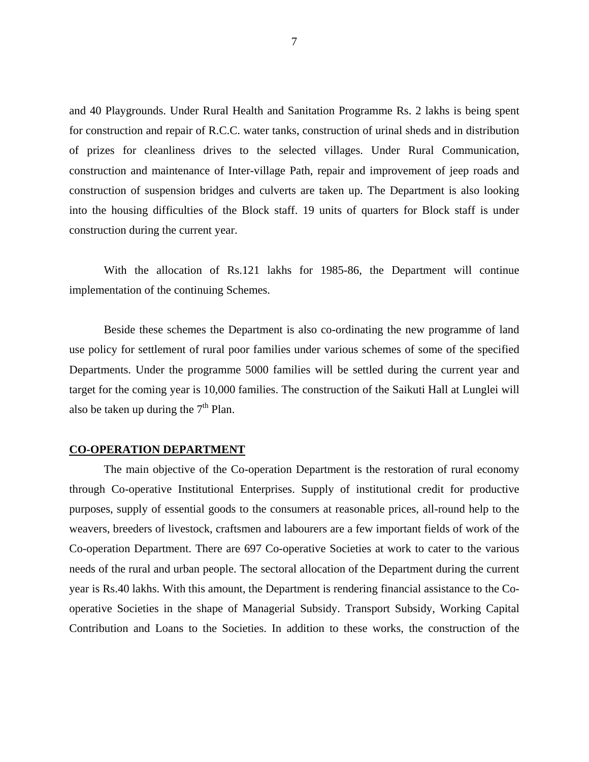and 40 Playgrounds. Under Rural Health and Sanitation Programme Rs. 2 lakhs is being spent for construction and repair of R.C.C. water tanks, construction of urinal sheds and in distribution of prizes for cleanliness drives to the selected villages. Under Rural Communication, construction and maintenance of Inter-village Path, repair and improvement of jeep roads and construction of suspension bridges and culverts are taken up. The Department is also looking into the housing difficulties of the Block staff. 19 units of quarters for Block staff is under construction during the current year.

With the allocation of Rs.121 lakhs for 1985-86, the Department will continue implementation of the continuing Schemes.

Beside these schemes the Department is also co-ordinating the new programme of land use policy for settlement of rural poor families under various schemes of some of the specified Departments. Under the programme 5000 families will be settled during the current year and target for the coming year is 10,000 families. The construction of the Saikuti Hall at Lunglei will also be taken up during the 7th Plan.

**CO-OPERATION DEPARTMENT**

The main objective of the Co-operation Department is the restoration of rural economy through Co-operative Institutional Enterprises. Supply of institutional credit for productive purposes, supply of essential goods to the consumers at reasonable prices, all-round help to the weavers, breeders of livestock, craftsmen and labourers are a few important fields of work of the Co-operation Department. There are 697 Co-operative Societies at work to cater to the various needs of the rural and urban people. The sectoral allocation of the Department during the current year is Rs.40 lakhs. With this amount, the Department is rendering financial assistance to the Co-operative Societies in the shape of Managerial Subsidy. Transport Subsidy, Working Capital Contribution and Loans to the Societies. In addition to these works, the construction of the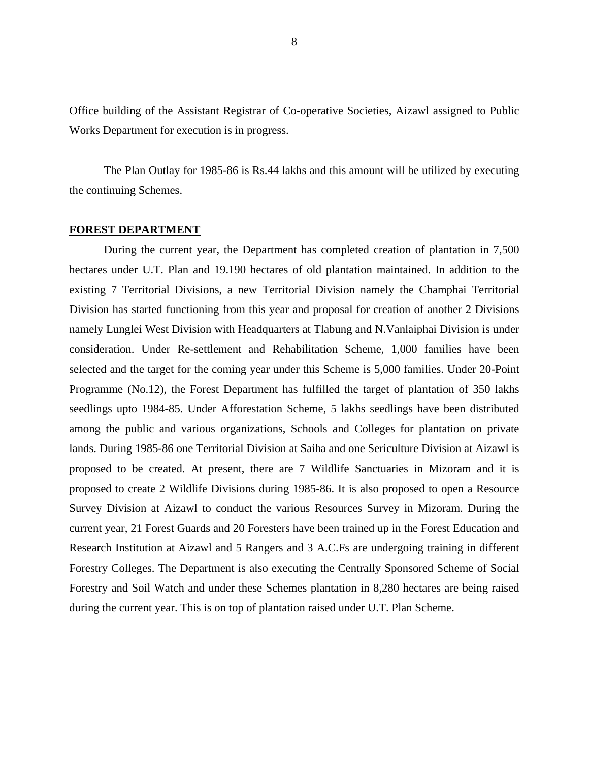Office building of the Assistant Registrar of Co-operative Societies, Aizawl assigned to Public Works Department for execution is in progress.

The Plan Outlay for 1985-86 is Rs.44 lakhs and this amount will be utilized by executing the continuing Schemes.

**FOREST DEPARTMENT**

During the current year, the Department has completed creation of plantation in 7,500 hectares under U.T. Plan and 19.190 hectares of old plantation maintained. In addition to the existing 7 Territorial Divisions, a new Territorial Division namely the Champhai Territorial Division has started functioning from this year and proposal for creation of another 2 Divisions namely Lunglei West Division with Headquarters at Tlabung and N.Vanlaiphai Division is under consideration. Under Re-settlement and Rehabilitation Scheme, 1,000 families have been selected and the target for the coming year under this Scheme is 5,000 families. Under 20-Point Programme (No.12), the Forest Department has fulfilled the target of plantation of 350 lakhs seedlings upto 1984-85. Under Afforestation Scheme, 5 lakhs seedlings have been distributed among the public and various organizations, Schools and Colleges for plantation on private lands. During 1985-86 one Territorial Division at Saiha and one Sericulture Division at Aizawl is proposed to be created. At present, there are 7 Wildlife Sanctuaries in Mizoram and it is proposed to create 2 Wildlife Divisions during 1985-86. It is also proposed to open a Resource Survey Division at Aizawl to conduct the various Resources Survey in Mizoram. During the current year, 21 Forest Guards and 20 Foresters have been trained up in the Forest Education and Research Institution at Aizawl and 5 Rangers and 3 A.C.Fs are undergoing training in different Forestry Colleges. The Department is also executing the Centrally Sponsored Scheme of Social Forestry and Soil Watch and under these Schemes plantation in 8,280 hectares are being raised during the current year. This is on top of plantation raised under U.T. Plan Scheme.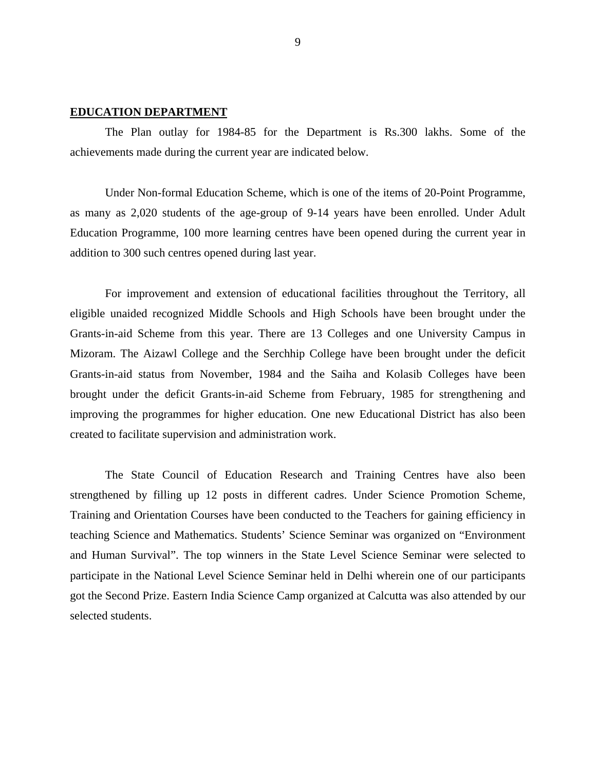## EDUCATION DEPARTMENT

The Plan outlay for 1984-85 for the Department is Rs.300 lakhs. Some of the achievements made during the current year are indicated below.

Under Non-formal Education Scheme, which is one of the items of 20-Point Programme, as many as 2,020 students of the age-group of 9-14 years have been enrolled. Under Adult Education Programme, 100 more learning centres have been opened during the current year in addition to 300 such centres opened during last year.

For improvement and extension of educational facilities throughout the Territory, all eligible unaided recognized Middle Schools and High Schools have been brought under the Grants-in-aid Scheme from this year. There are 13 Colleges and one University Campus in Mizoram. The Aizawl College and the Serchhip College have been brought under the deficit Grants-in-aid status from November, 1984 and the Saiha and Kolasib Colleges have been brought under the deficit Grants-in-aid Scheme from February, 1985 for strengthening and improving the programmes for higher education. One new Educational District has also been created to facilitate supervision and administration work.

The State Council of Education Research and Training Centres have also been strengthened by filling up 12 posts in different cadres. Under Science Promotion Scheme, Training and Orientation Courses have been conducted to the Teachers for gaining efficiency in teaching Science and Mathematics. Students' Science Seminar was organized on "Environment and Human Survival". The top winners in the State Level Science Seminar were selected to participate in the National Level Science Seminar held in Delhi wherein one of our participants got the Second Prize. Eastern India Science Camp organized at Calcutta was also attended by our selected students.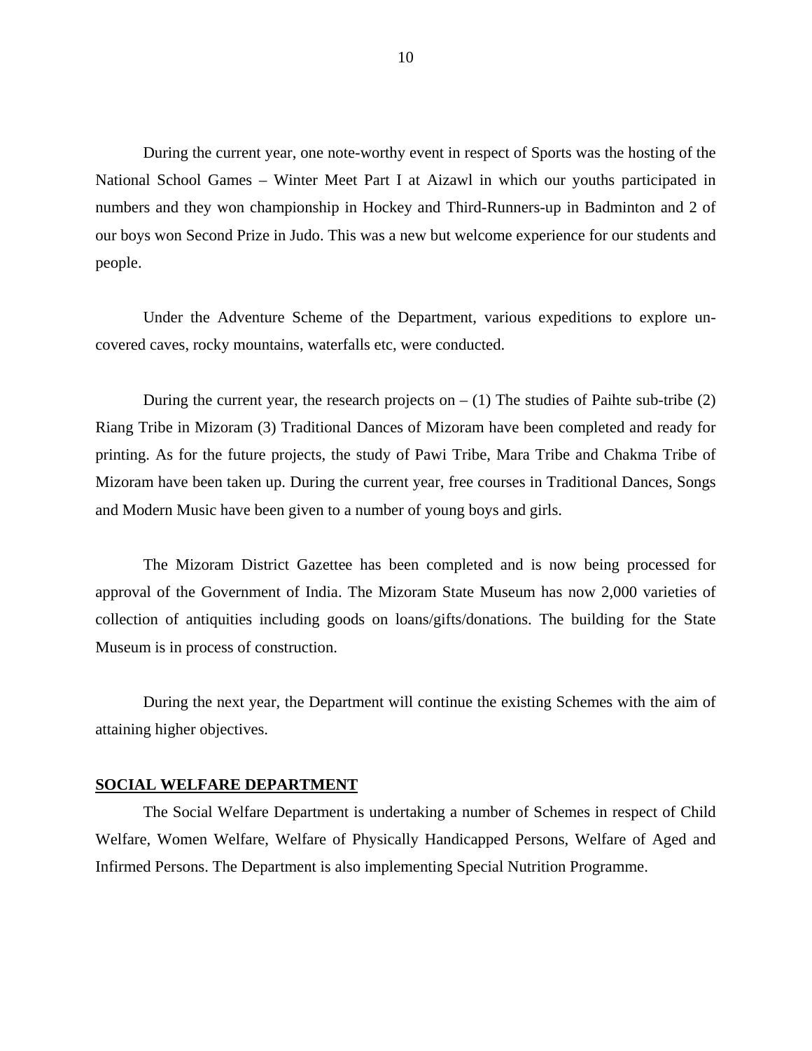During the current year, one note-worthy event in respect of Sports was the hosting of the National School Games – Winter Meet Part I at Aizawl in which our youths participated in numbers and they won championship in Hockey and Third-Runners-up in Badminton and 2 of our boys won Second Prize in Judo. This was a new but welcome experience for our students and people.

Under the Adventure Scheme of the Department, various expeditions to explore un-covered caves, rocky mountains, waterfalls etc, were conducted.

During the current year, the research projects on – (1) The studies of Paihte sub-tribe (2) Riang Tribe in Mizoram (3) Traditional Dances of Mizoram have been completed and ready for printing. As for the future projects, the study of Pawi Tribe, Mara Tribe and Chakma Tribe of Mizoram have been taken up. During the current year, free courses in Traditional Dances, Songs and Modern Music have been given to a number of young boys and girls.

The Mizoram District Gazettee has been completed and is now being processed for approval of the Government of India. The Mizoram State Museum has now 2,000 varieties of collection of antiquities including goods on loans/gifts/donations. The building for the State Museum is in process of construction.

During the next year, the Department will continue the existing Schemes with the aim of attaining higher objectives.

## SOCIAL WELFARE DEPARTMENT

The Social Welfare Department is undertaking a number of Schemes in respect of Child Welfare, Women Welfare, Welfare of Physically Handicapped Persons, Welfare of Aged and Infirmed Persons. The Department is also implementing Special Nutrition Programme.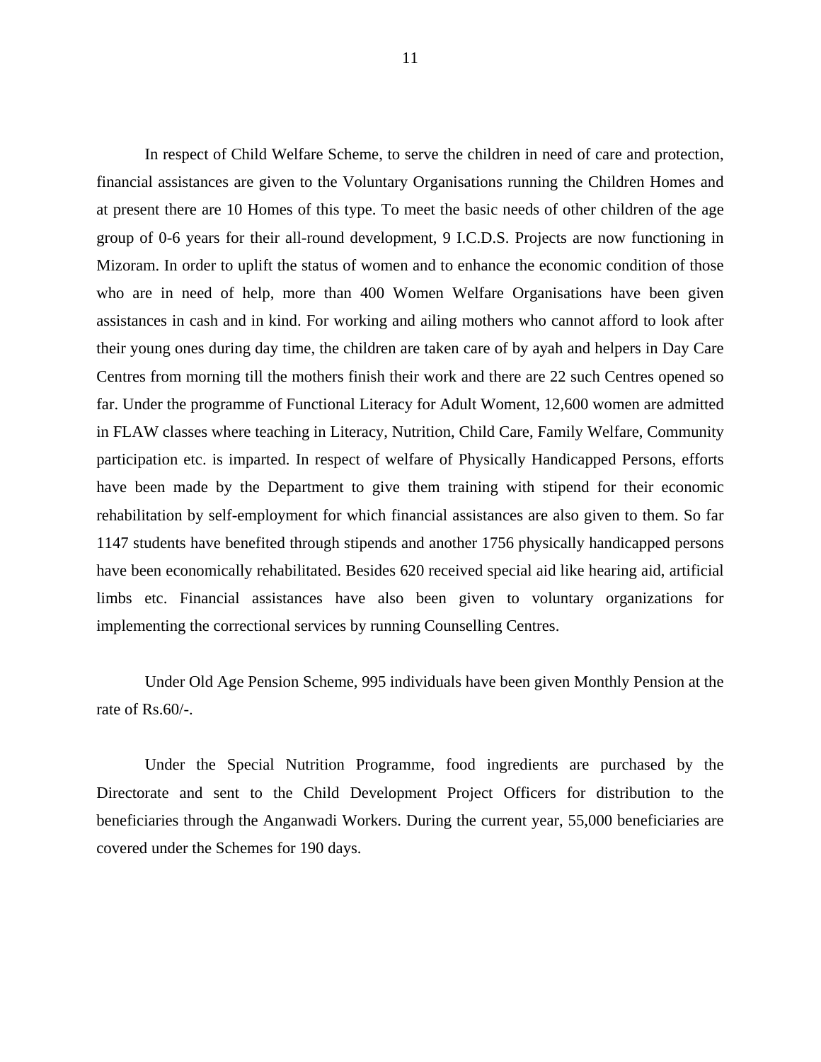In respect of Child Welfare Scheme, to serve the children in need of care and protection, financial assistances are given to the Voluntary Organisations running the Children Homes and at present there are 10 Homes of this type. To meet the basic needs of other children of the age group of 0-6 years for their all-round development, 9 I.C.D.S. Projects are now functioning in Mizoram. In order to uplift the status of women and to enhance the economic condition of those who are in need of help, more than 400 Women Welfare Organisations have been given assistances in cash and in kind. For working and ailing mothers who cannot afford to look after their young ones during day time, the children are taken care of by ayah and helpers in Day Care Centres from morning till the mothers finish their work and there are 22 such Centres opened so far. Under the programme of Functional Literacy for Adult Woment, 12,600 women are admitted in FLAW classes where teaching in Literacy, Nutrition, Child Care, Family Welfare, Community participation etc. is imparted. In respect of welfare of Physically Handicapped Persons, efforts have been made by the Department to give them training with stipend for their economic rehabilitation by self-employment for which financial assistances are also given to them. So far 1147 students have benefited through stipends and another 1756 physically handicapped persons have been economically rehabilitated. Besides 620 received special aid like hearing aid, artificial limbs etc. Financial assistances have also been given to voluntary organizations for implementing the correctional services by running Counselling Centres.

Under Old Age Pension Scheme, 995 individuals have been given Monthly Pension at the rate of Rs.60/-.

Under the Special Nutrition Programme, food ingredients are purchased by the Directorate and sent to the Child Development Project Officers for distribution to the beneficiaries through the Anganwadi Workers. During the current year, 55,000 beneficiaries are covered under the Schemes for 190 days.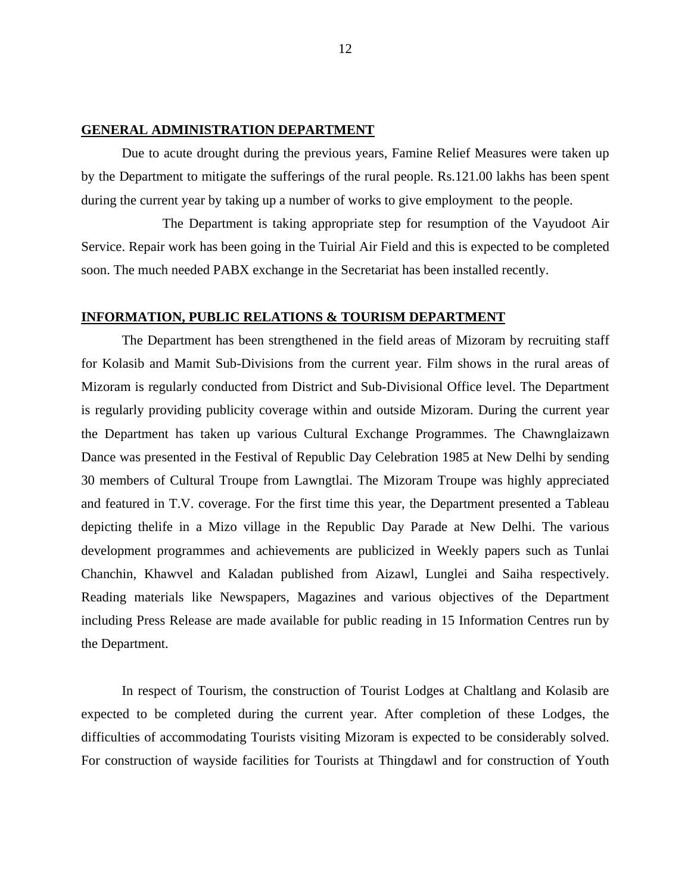## GENERAL ADMINISTRATION DEPARTMENT

Due to acute drought during the previous years, Famine Relief Measures were taken up by the Department to mitigate the sufferings of the rural people. Rs.121.00 lakhs has been spent during the current year by taking up a number of works to give employment to the people.

The Department is taking appropriate step for resumption of the Vayudoot Air Service. Repair work has been going in the Tuirial Air Field and this is expected to be completed soon. The much needed PABX exchange in the Secretariat has been installed recently.

## INFORMATION, PUBLIC RELATIONS & TOURISM DEPARTMENT

The Department has been strengthened in the field areas of Mizoram by recruiting staff for Kolasib and Mamit Sub-Divisions from the current year. Film shows in the rural areas of Mizoram is regularly conducted from District and Sub-Divisional Office level. The Department is regularly providing publicity coverage within and outside Mizoram. During the current year the Department has taken up various Cultural Exchange Programmes. The Chawnglaizawn Dance was presented in the Festival of Republic Day Celebration 1985 at New Delhi by sending 30 members of Cultural Troupe from Lawngtlai. The Mizoram Troupe was highly appreciated and featured in T.V. coverage. For the first time this year, the Department presented a Tableau depicting thelife in a Mizo village in the Republic Day Parade at New Delhi. The various development programmes and achievements are publicized in Weekly papers such as Tunlai Chanchin, Khawvel and Kaladan published from Aizawl, Lunglei and Saiha respectively. Reading materials like Newspapers, Magazines and various objectives of the Department including Press Release are made available for public reading in 15 Information Centres run by the Department.

In respect of Tourism, the construction of Tourist Lodges at Chaltlang and Kolasib are expected to be completed during the current year. After completion of these Lodges, the difficulties of accommodating Tourists visiting Mizoram is expected to be considerably solved. For construction of wayside facilities for Tourists at Thingdawl and for construction of Youth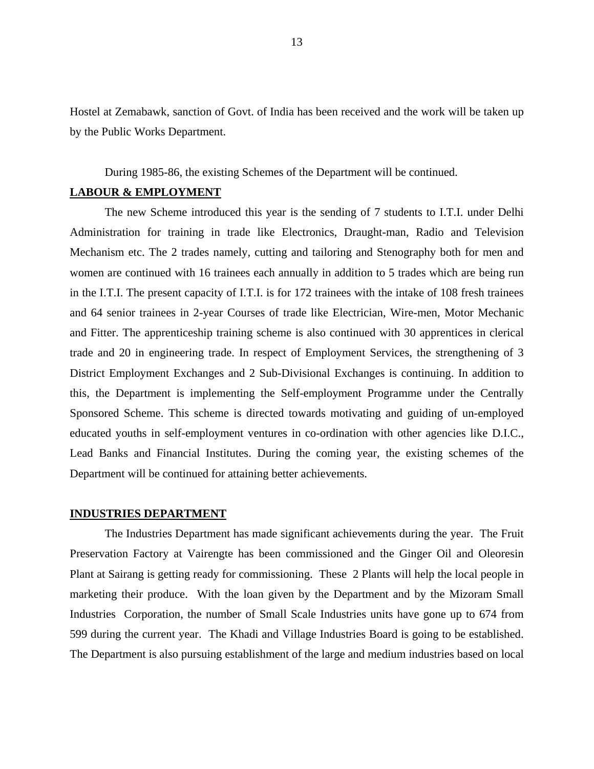Hostel at Zemabawk, sanction of Govt. of India has been received and the work will be taken up by the Public Works Department.

During 1985-86, the existing Schemes of the Department will be continued.

**LABOUR & EMPLOYMENT**

The new Scheme introduced this year is the sending of 7 students to I.T.I. under Delhi Administration for training in trade like Electronics, Draught-man, Radio and Television Mechanism etc. The 2 trades namely, cutting and tailoring and Stenography both for men and women are continued with 16 trainees each annually in addition to 5 trades which are being run in the I.T.I. The present capacity of I.T.I. is for 172 trainees with the intake of 108 fresh trainees and 64 senior trainees in 2-year Courses of trade like Electrician, Wire-men, Motor Mechanic and Fitter. The apprenticeship training scheme is also continued with 30 apprentices in clerical trade and 20 in engineering trade. In respect of Employment Services, the strengthening of 3 District Employment Exchanges and 2 Sub-Divisional Exchanges is continuing. In addition to this, the Department is implementing the Self-employment Programme under the Centrally Sponsored Scheme. This scheme is directed towards motivating and guiding of un-employed educated youths in self-employment ventures in co-ordination with other agencies like D.I.C., Lead Banks and Financial Institutes. During the coming year, the existing schemes of the Department will be continued for attaining better achievements.

**INDUSTRIES DEPARTMENT**

The Industries Department has made significant achievements during the year. The Fruit Preservation Factory at Vairengte has been commissioned and the Ginger Oil and Oleoresin Plant at Sairang is getting ready for commissioning. These 2 Plants will help the local people in marketing their produce. With the loan given by the Department and by the Mizoram Small Industries Corporation, the number of Small Scale Industries units have gone up to 674 from 599 during the current year. The Khadi and Village Industries Board is going to be established. The Department is also pursuing establishment of the large and medium industries based on local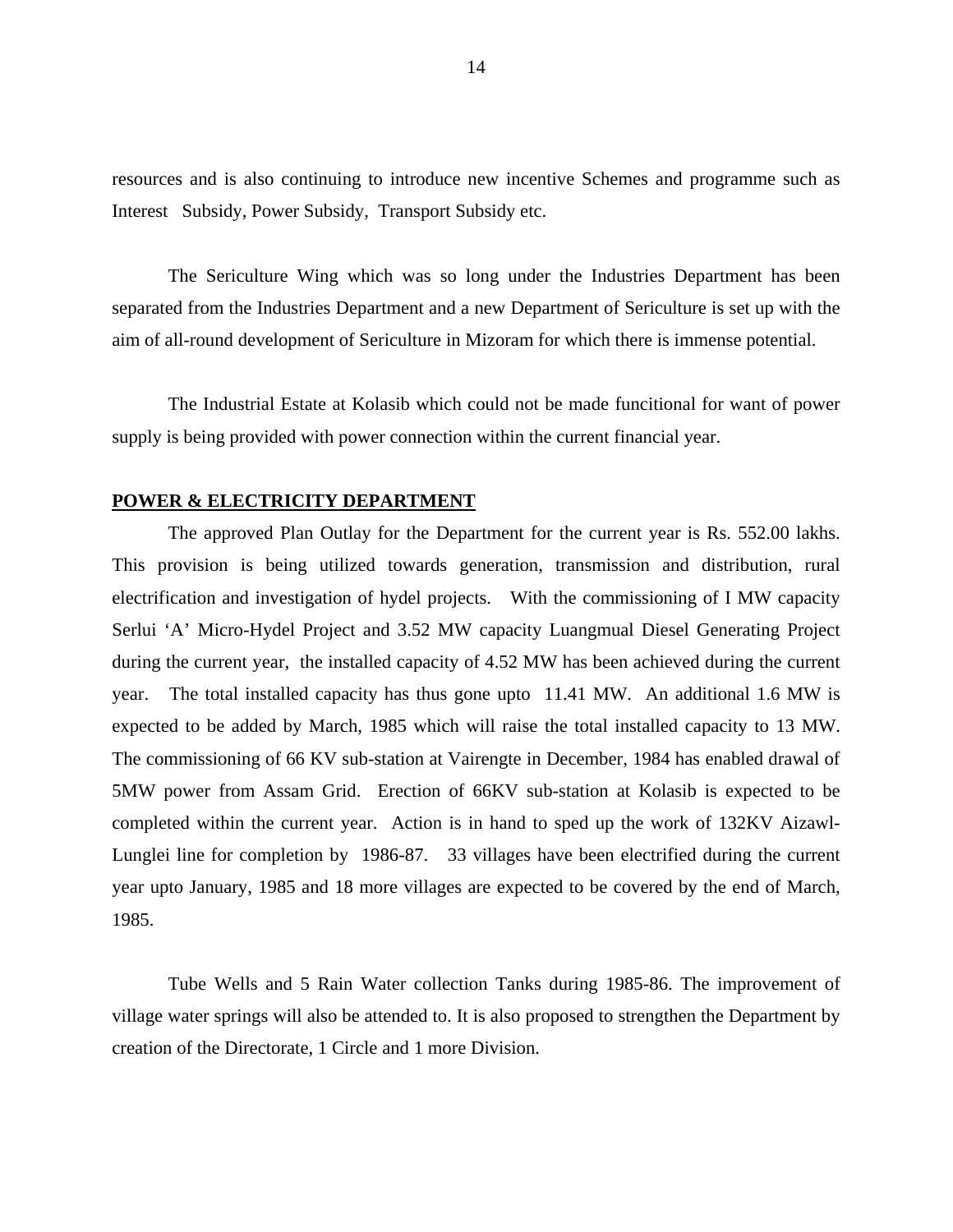resources and is also continuing to introduce new incentive Schemes and programme such as Interest Subsidy, Power Subsidy, Transport Subsidy etc.

The Sericulture Wing which was so long under the Industries Department has been separated from the Industries Department and a new Department of Sericulture is set up with the aim of all-round development of Sericulture in Mizoram for which there is immense potential.

The Industrial Estate at Kolasib which could not be made funcitional for want of power supply is being provided with power connection within the current financial year.

**POWER & ELECTRICITY DEPARTMENT**

The approved Plan Outlay for the Department for the current year is Rs. 552.00 lakhs. This provision is being utilized towards generation, transmission and distribution, rural electrification and investigation of hydel projects. With the commissioning of I MW capacity Serlui 'A' Micro-Hydel Project and 3.52 MW capacity Luangmual Diesel Generating Project during the current year, the installed capacity of 4.52 MW has been achieved during the current year. The total installed capacity has thus gone upto 11.41 MW. An additional 1.6 MW is expected to be added by March, 1985 which will raise the total installed capacity to 13 MW. The commissioning of 66 KV sub-station at Vairengte in December, 1984 has enabled drawal of 5MW power from Assam Grid. Erection of 66KV sub-station at Kolasib is expected to be completed within the current year. Action is in hand to sped up the work of 132KV Aizawl-Lunglei line for completion by 1986-87. 33 villages have been electrified during the current year upto January, 1985 and 18 more villages are expected to be covered by the end of March, 1985.

Tube Wells and 5 Rain Water collection Tanks during 1985-86. The improvement of village water springs will also be attended to. It is also proposed to strengthen the Department by creation of the Directorate, 1 Circle and 1 more Division.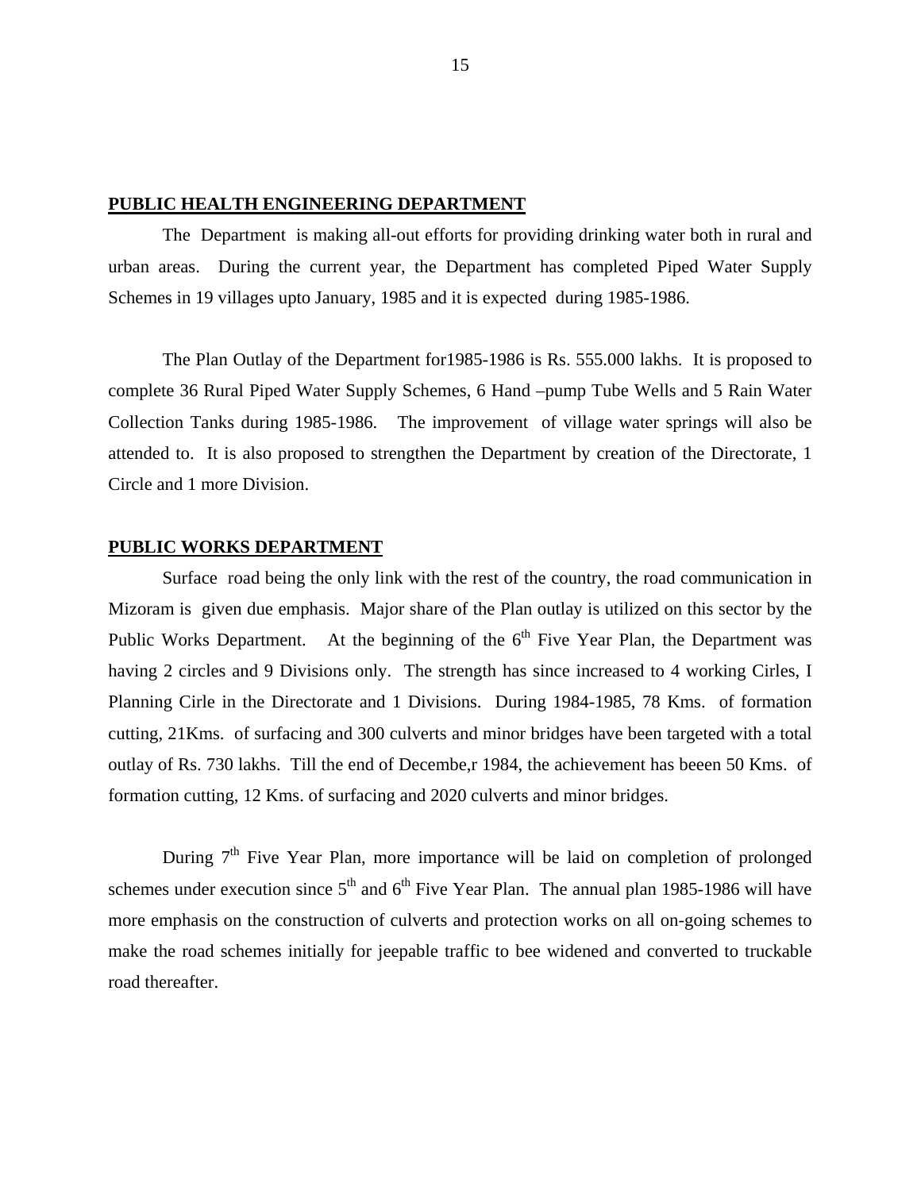## PUBLIC HEALTH ENGINEERING DEPARTMENT

The Department is making all-out efforts for providing drinking water both in rural and urban areas. During the current year, the Department has completed Piped Water Supply Schemes in 19 villages upto January, 1985 and it is expected during 1985-1986.

The Plan Outlay of the Department for1985-1986 is Rs. 555.000 lakhs. It is proposed to complete 36 Rural Piped Water Supply Schemes, 6 Hand –pump Tube Wells and 5 Rain Water Collection Tanks during 1985-1986. The improvement of village water springs will also be attended to. It is also proposed to strengthen the Department by creation of the Directorate, 1 Circle and 1 more Division.

## PUBLIC WORKS DEPARTMENT

Surface road being the only link with the rest of the country, the road communication in Mizoram is given due emphasis. Major share of the Plan outlay is utilized on this sector by the Public Works Department. At the beginning of the 6th Five Year Plan, the Department was having 2 circles and 9 Divisions only. The strength has since increased to 4 working Cirles, I Planning Cirle in the Directorate and 1 Divisions. During 1984-1985, 78 Kms. of formation cutting, 21Kms. of surfacing and 300 culverts and minor bridges have been targeted with a total outlay of Rs. 730 lakhs. Till the end of Decembe,r 1984, the achievement has beeen 50 Kms. of formation cutting, 12 Kms. of surfacing and 2020 culverts and minor bridges.

During 7th Five Year Plan, more importance will be laid on completion of prolonged schemes under execution since 5th and 6th Five Year Plan. The annual plan 1985-1986 will have more emphasis on the construction of culverts and protection works on all on-going schemes to make the road schemes initially for jeepable traffic to bee widened and converted to truckable road thereafter.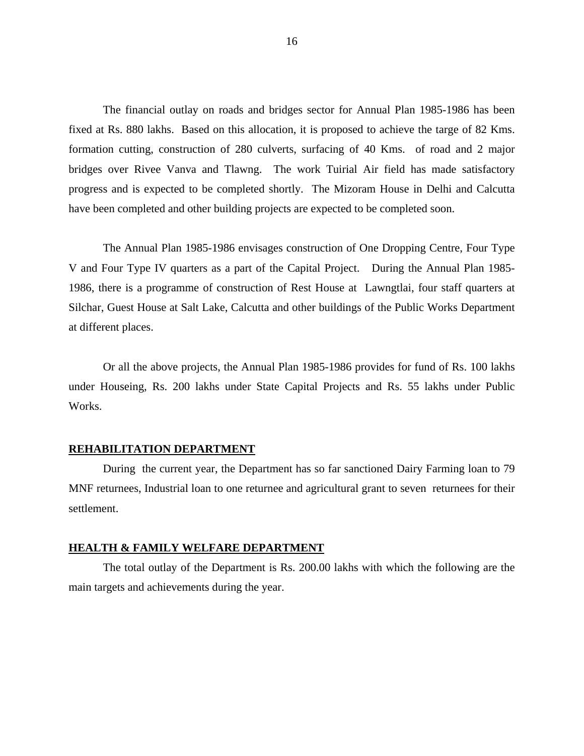The financial outlay on roads and bridges sector for Annual Plan 1985-1986 has been fixed at Rs. 880 lakhs. Based on this allocation, it is proposed to achieve the targe of 82 Kms. formation cutting, construction of 280 culverts, surfacing of 40 Kms. of road and 2 major bridges over Rivee Vanva and Tlawng. The work Tuirial Air field has made satisfactory progress and is expected to be completed shortly. The Mizoram House in Delhi and Calcutta have been completed and other building projects are expected to be completed soon.

The Annual Plan 1985-1986 envisages construction of One Dropping Centre, Four Type V and Four Type IV quarters as a part of the Capital Project. During the Annual Plan 1985-1986, there is a programme of construction of Rest House at Lawngtlai, four staff quarters at Silchar, Guest House at Salt Lake, Calcutta and other buildings of the Public Works Department at different places.

Or all the above projects, the Annual Plan 1985-1986 provides for fund of Rs. 100 lakhs under Houseing, Rs. 200 lakhs under State Capital Projects and Rs. 55 lakhs under Public Works.

**REHABILITATION DEPARTMENT**

During the current year, the Department has so far sanctioned Dairy Farming loan to 79 MNF returnees, Industrial loan to one returnee and agricultural grant to seven returnees for their settlement.

**HEALTH & FAMILY WELFARE DEPARTMENT**

The total outlay of the Department is Rs. 200.00 lakhs with which the following are the main targets and achievements during the year.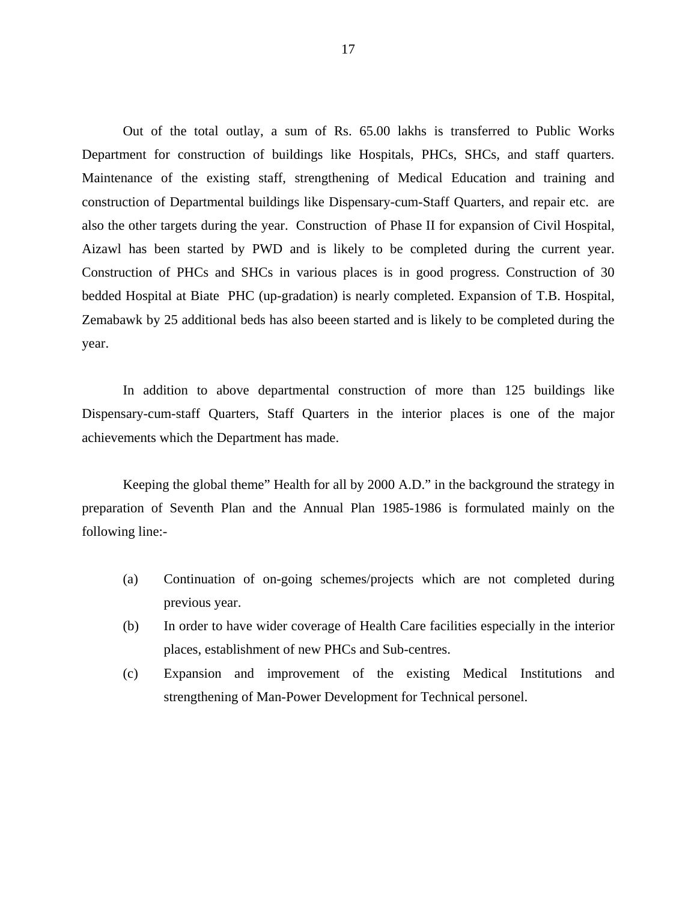Out of the total outlay, a sum of Rs. 65.00 lakhs is transferred to Public Works Department for construction of buildings like Hospitals, PHCs, SHCs, and staff quarters. Maintenance of the existing staff, strengthening of Medical Education and training and construction of Departmental buildings like Dispensary-cum-Staff Quarters, and repair etc. are also the other targets during the year. Construction of Phase II for expansion of Civil Hospital, Aizawl has been started by PWD and is likely to be completed during the current year. Construction of PHCs and SHCs in various places is in good progress. Construction of 30 bedded Hospital at Biate PHC (up-gradation) is nearly completed. Expansion of T.B. Hospital, Zemabawk by 25 additional beds has also beeen started and is likely to be completed during the year.

In addition to above departmental construction of more than 125 buildings like Dispensary-cum-staff Quarters, Staff Quarters in the interior places is one of the major achievements which the Department has made.

Keeping the global theme" Health for all by 2000 A.D." in the background the strategy in preparation of Seventh Plan and the Annual Plan 1985-1986 is formulated mainly on the following line:-

(a) Continuation of on-going schemes/projects which are not completed during previous year.

(b) In order to have wider coverage of Health Care facilities especially in the interior places, establishment of new PHCs and Sub-centres.

(c) Expansion and improvement of the existing Medical Institutions and strengthening of Man-Power Development for Technical personel.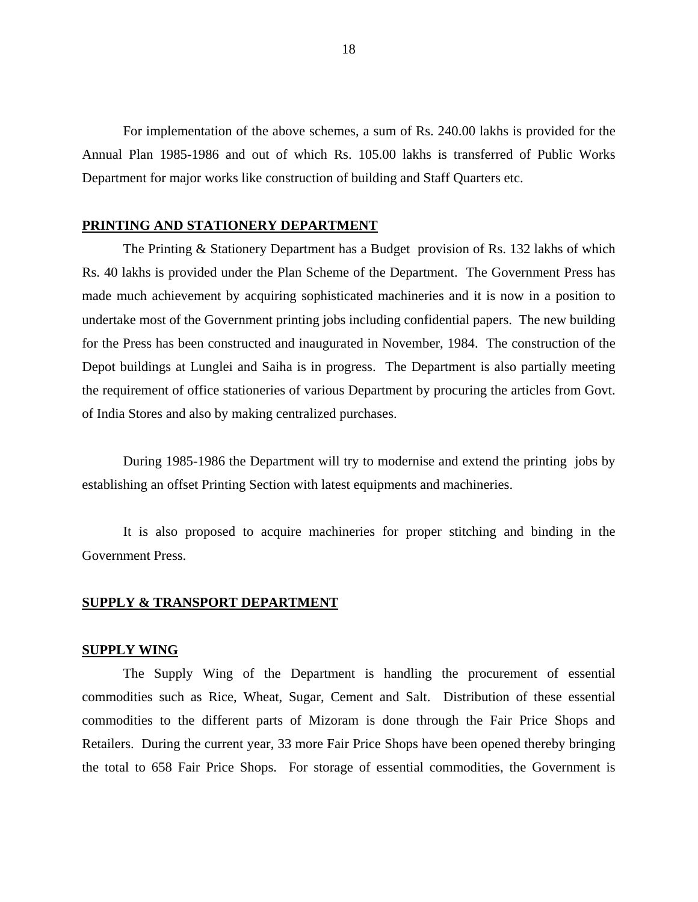For implementation of the above schemes, a sum of Rs. 240.00 lakhs is provided for the Annual Plan 1985-1986 and out of which Rs. 105.00 lakhs is transferred of Public Works Department for major works like construction of building and Staff Quarters etc.

**PRINTING AND STATIONERY DEPARTMENT**

The Printing & Stationery Department has a Budget provision of Rs. 132 lakhs of which Rs. 40 lakhs is provided under the Plan Scheme of the Department. The Government Press has made much achievement by acquiring sophisticated machineries and it is now in a position to undertake most of the Government printing jobs including confidential papers. The new building for the Press has been constructed and inaugurated in November, 1984. The construction of the Depot buildings at Lunglei and Saiha is in progress. The Department is also partially meeting the requirement of office stationeries of various Department by procuring the articles from Govt. of India Stores and also by making centralized purchases.

During 1985-1986 the Department will try to modernise and extend the printing jobs by establishing an offset Printing Section with latest equipments and machineries.

It is also proposed to acquire machineries for proper stitching and binding in the Government Press.

**SUPPLY & TRANSPORT DEPARTMENT**

**SUPPLY WING**

The Supply Wing of the Department is handling the procurement of essential commodities such as Rice, Wheat, Sugar, Cement and Salt. Distribution of these essential commodities to the different parts of Mizoram is done through the Fair Price Shops and Retailers. During the current year, 33 more Fair Price Shops have been opened thereby bringing the total to 658 Fair Price Shops. For storage of essential commodities, the Government is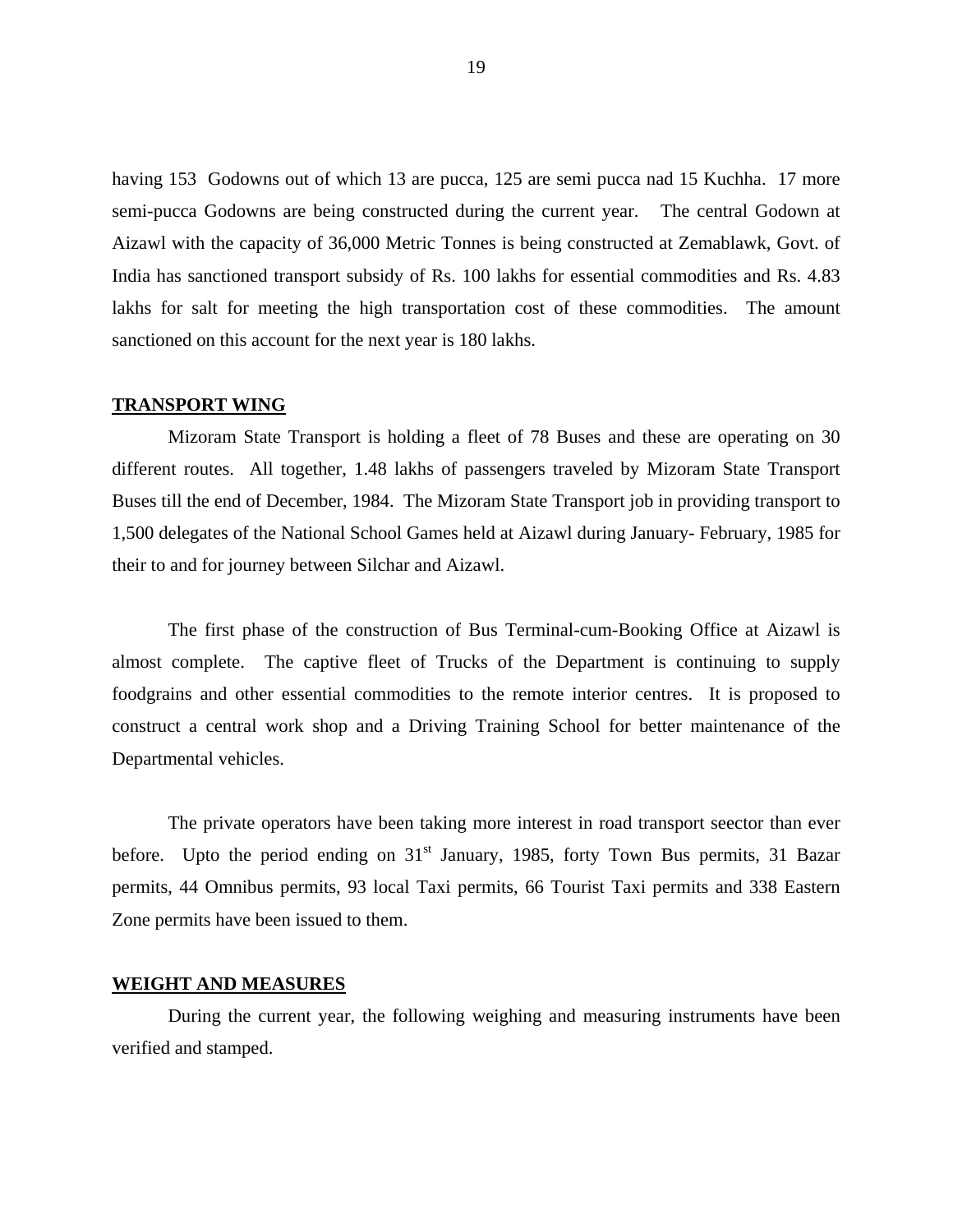having 153 Godowns out of which 13 are pucca, 125 are semi pucca nad 15 Kuchha. 17 more semi-pucca Godowns are being constructed during the current year. The central Godown at Aizawl with the capacity of 36,000 Metric Tonnes is being constructed at Zemablawk, Govt. of India has sanctioned transport subsidy of Rs. 100 lakhs for essential commodities and Rs. 4.83 lakhs for salt for meeting the high transportation cost of these commodities. The amount sanctioned on this account for the next year is 180 lakhs.

**TRANSPORT WING**

Mizoram State Transport is holding a fleet of 78 Buses and these are operating on 30 different routes. All together, 1.48 lakhs of passengers traveled by Mizoram State Transport Buses till the end of December, 1984. The Mizoram State Transport job in providing transport to 1,500 delegates of the National School Games held at Aizawl during January- February, 1985 for their to and for journey between Silchar and Aizawl.

The first phase of the construction of Bus Terminal-cum-Booking Office at Aizawl is almost complete. The captive fleet of Trucks of the Department is continuing to supply foodgrains and other essential commodities to the remote interior centres. It is proposed to construct a central work shop and a Driving Training School for better maintenance of the Departmental vehicles.

The private operators have been taking more interest in road transport seector than ever before. Upto the period ending on 31st January, 1985, forty Town Bus permits, 31 Bazar permits, 44 Omnibus permits, 93 local Taxi permits, 66 Tourist Taxi permits and 338 Eastern Zone permits have been issued to them.

**WEIGHT AND MEASURES**

During the current year, the following weighing and measuring instruments have been verified and stamped.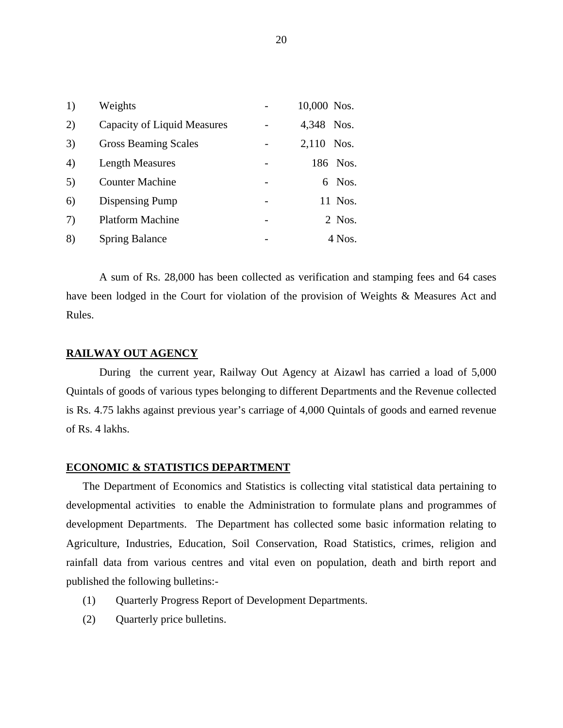| | | | |
|---|---|---|---|
| 1) | Weights | - | 10,000 Nos. |
| 2) | Capacity of Liquid Measures | - | 4,348 Nos. |
| 3) | Gross Beaming Scales | - | 2,110 Nos. |
| 4) | Length Measures | - | 186 Nos. |
| 5) | Counter Machine | - | 6 Nos. |
| 6) | Dispensing Pump | - | 11 Nos. |
| 7) | Platform Machine | - | 2 Nos. |
| 8) | Spring Balance | - | 4 Nos. |

A sum of Rs. 28,000 has been collected as verification and stamping fees and 64 cases have been lodged in the Court for violation of the provision of Weights & Measures Act and Rules.

**RAILWAY OUT AGENCY**

During the current year, Railway Out Agency at Aizawl has carried a load of 5,000 Quintals of goods of various types belonging to different Departments and the Revenue collected is Rs. 4.75 lakhs against previous year's carriage of 4,000 Quintals of goods and earned revenue of Rs. 4 lakhs.

**ECONOMIC & STATISTICS DEPARTMENT**

The Department of Economics and Statistics is collecting vital statistical data pertaining to developmental activities to enable the Administration to formulate plans and programmes of development Departments. The Department has collected some basic information relating to Agriculture, Industries, Education, Soil Conservation, Road Statistics, crimes, religion and rainfall data from various centres and vital even on population, death and birth report and published the following bulletins:-

(1) Quarterly Progress Report of Development Departments.

(2) Quarterly price bulletins.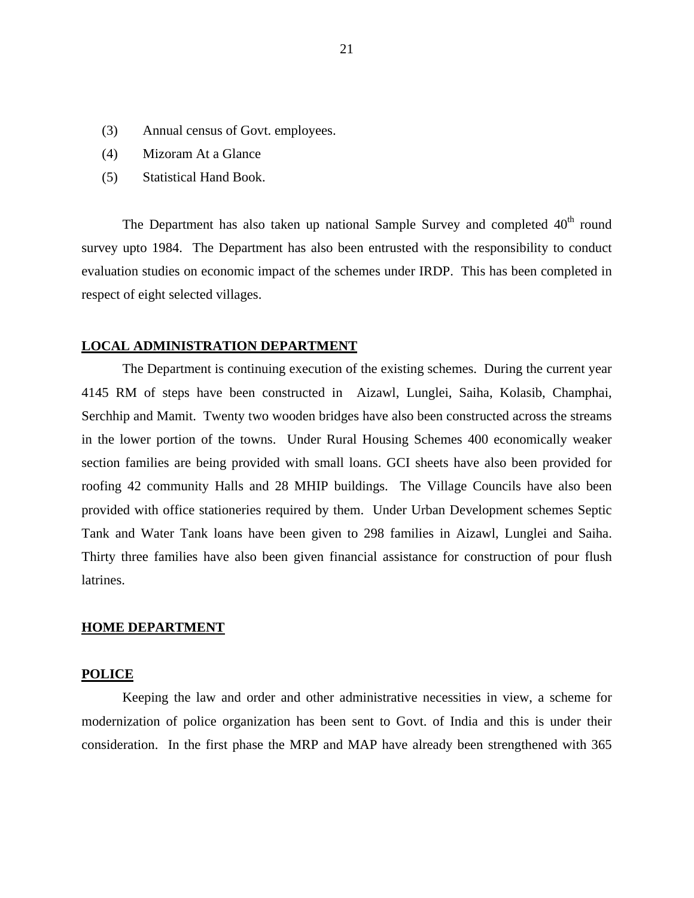(3) Annual census of Govt. employees.

(4) Mizoram At a Glance

(5) Statistical Hand Book.

The Department has also taken up national Sample Survey and completed 40th round survey upto 1984. The Department has also been entrusted with the responsibility to conduct evaluation studies on economic impact of the schemes under IRDP. This has been completed in respect of eight selected villages.

**LOCAL ADMINISTRATION DEPARTMENT**

The Department is continuing execution of the existing schemes. During the current year 4145 RM of steps have been constructed in Aizawl, Lunglei, Saiha, Kolasib, Champhai, Serchhip and Mamit. Twenty two wooden bridges have also been constructed across the streams in the lower portion of the towns. Under Rural Housing Schemes 400 economically weaker section families are being provided with small loans. GCI sheets have also been provided for roofing 42 community Halls and 28 MHIP buildings. The Village Councils have also been provided with office stationeries required by them. Under Urban Development schemes Septic Tank and Water Tank loans have been given to 298 families in Aizawl, Lunglei and Saiha. Thirty three families have also been given financial assistance for construction of pour flush latrines.

**HOME DEPARTMENT**

**POLICE**

Keeping the law and order and other administrative necessities in view, a scheme for modernization of police organization has been sent to Govt. of India and this is under their consideration. In the first phase the MRP and MAP have already been strengthened with 365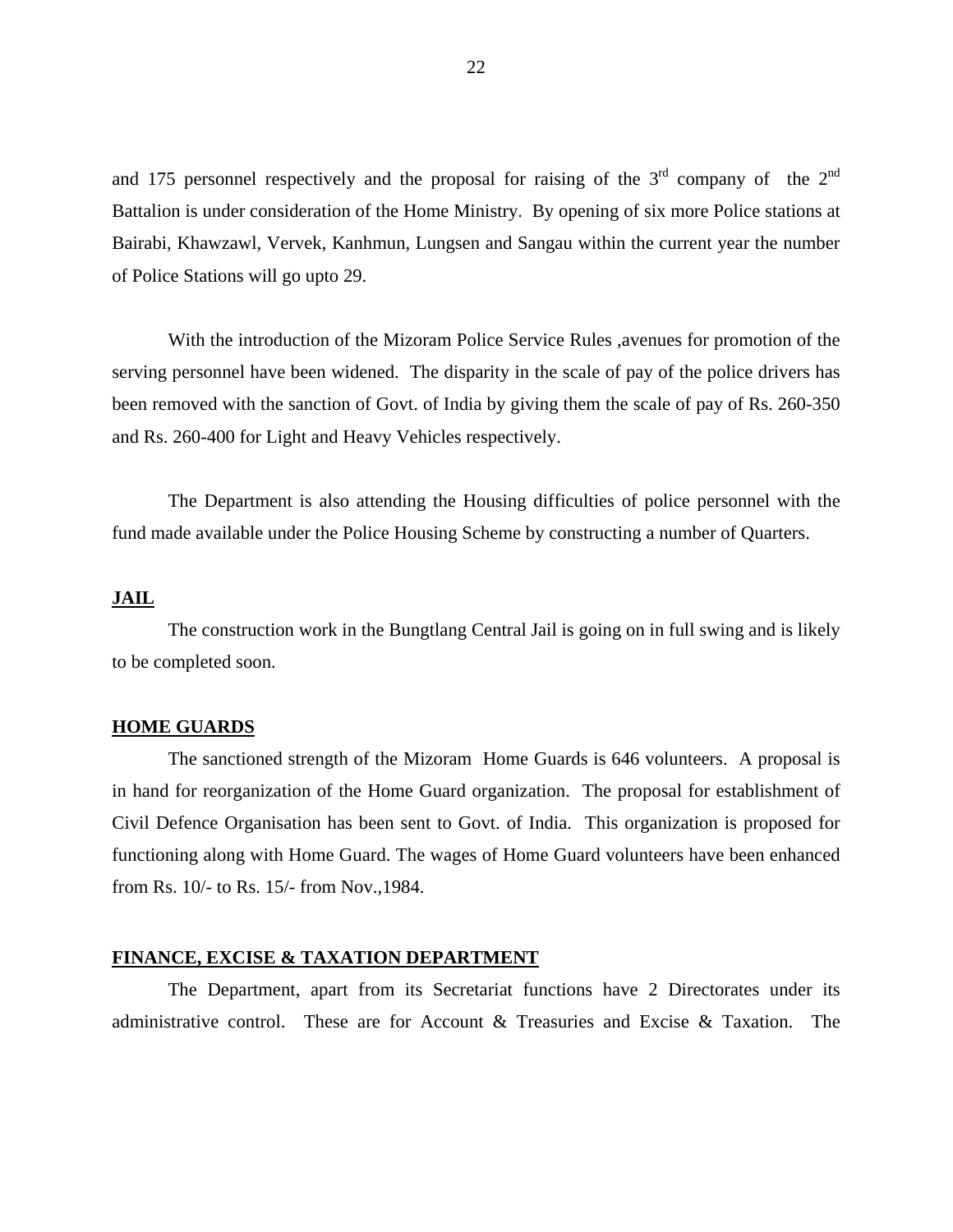and 175 personnel respectively and the proposal for raising of the 3rd company of the 2nd Battalion is under consideration of the Home Ministry. By opening of six more Police stations at Bairabi, Khawzawl, Vervek, Kanhmun, Lungsen and Sangau within the current year the number of Police Stations will go upto 29.

With the introduction of the Mizoram Police Service Rules ,avenues for promotion of the serving personnel have been widened. The disparity in the scale of pay of the police drivers has been removed with the sanction of Govt. of India by giving them the scale of pay of Rs. 260-350 and Rs. 260-400 for Light and Heavy Vehicles respectively.

The Department is also attending the Housing difficulties of police personnel with the fund made available under the Police Housing Scheme by constructing a number of Quarters.

**JAIL**

The construction work in the Bungtlang Central Jail is going on in full swing and is likely to be completed soon.

**HOME GUARDS**

The sanctioned strength of the Mizoram Home Guards is 646 volunteers. A proposal is in hand for reorganization of the Home Guard organization. The proposal for establishment of Civil Defence Organisation has been sent to Govt. of India. This organization is proposed for functioning along with Home Guard. The wages of Home Guard volunteers have been enhanced from Rs. 10/- to Rs. 15/- from Nov.,1984.

**FINANCE, EXCISE & TAXATION DEPARTMENT**

The Department, apart from its Secretariat functions have 2 Directorates under its administrative control. These are for Account & Treasuries and Excise & Taxation. The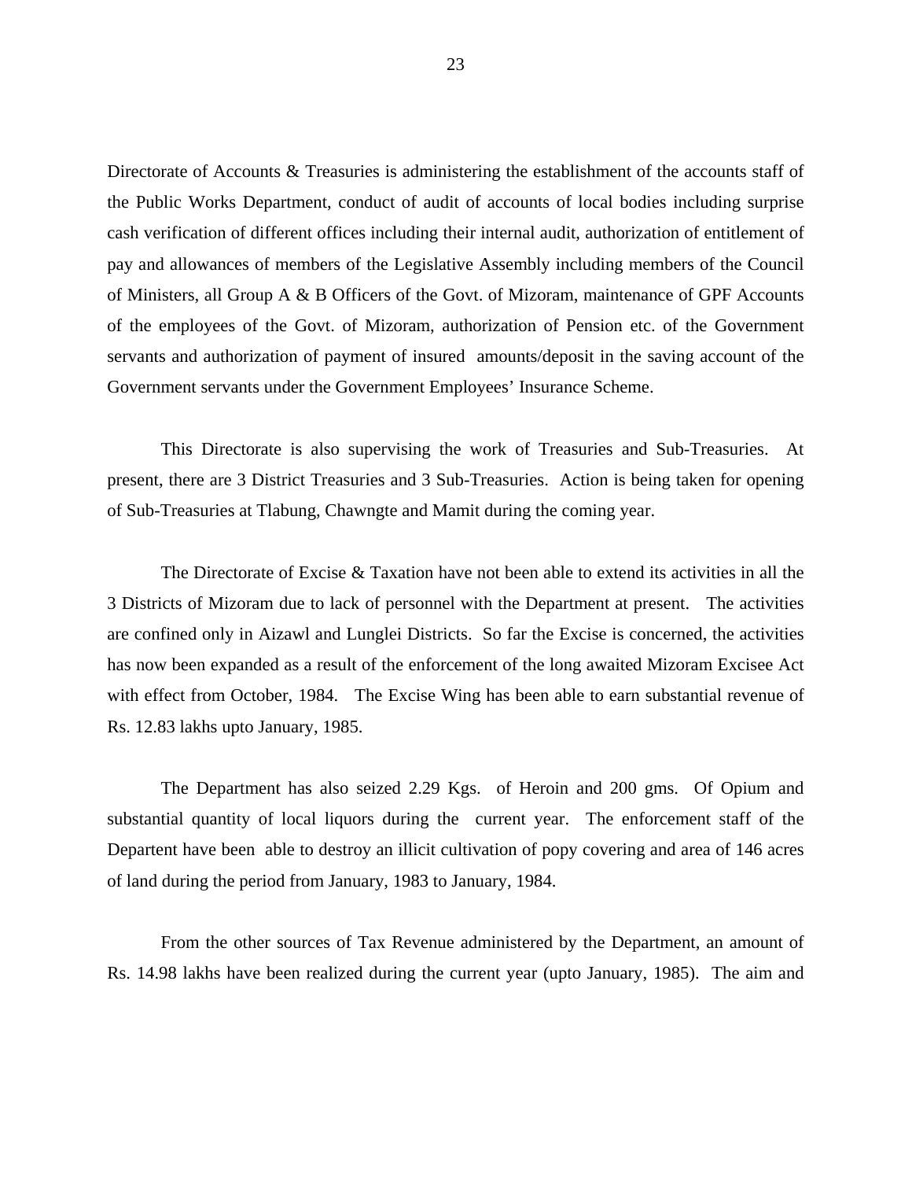Directorate of Accounts & Treasuries is administering the establishment of the accounts staff of the Public Works Department, conduct of audit of accounts of local bodies including surprise cash verification of different offices including their internal audit, authorization of entitlement of pay and allowances of members of the Legislative Assembly including members of the Council of Ministers, all Group A & B Officers of the Govt. of Mizoram, maintenance of GPF Accounts of the employees of the Govt. of Mizoram, authorization of Pension etc. of the Government servants and authorization of payment of insured amounts/deposit in the saving account of the Government servants under the Government Employees' Insurance Scheme.

This Directorate is also supervising the work of Treasuries and Sub-Treasuries. At present, there are 3 District Treasuries and 3 Sub-Treasuries. Action is being taken for opening of Sub-Treasuries at Tlabung, Chawngte and Mamit during the coming year.

The Directorate of Excise & Taxation have not been able to extend its activities in all the 3 Districts of Mizoram due to lack of personnel with the Department at present. The activities are confined only in Aizawl and Lunglei Districts. So far the Excise is concerned, the activities has now been expanded as a result of the enforcement of the long awaited Mizoram Excisee Act with effect from October, 1984. The Excise Wing has been able to earn substantial revenue of Rs. 12.83 lakhs upto January, 1985.

The Department has also seized 2.29 Kgs. of Heroin and 200 gms. Of Opium and substantial quantity of local liquors during the current year. The enforcement staff of the Departent have been able to destroy an illicit cultivation of popy covering and area of 146 acres of land during the period from January, 1983 to January, 1984.

From the other sources of Tax Revenue administered by the Department, an amount of Rs. 14.98 lakhs have been realized during the current year (upto January, 1985). The aim and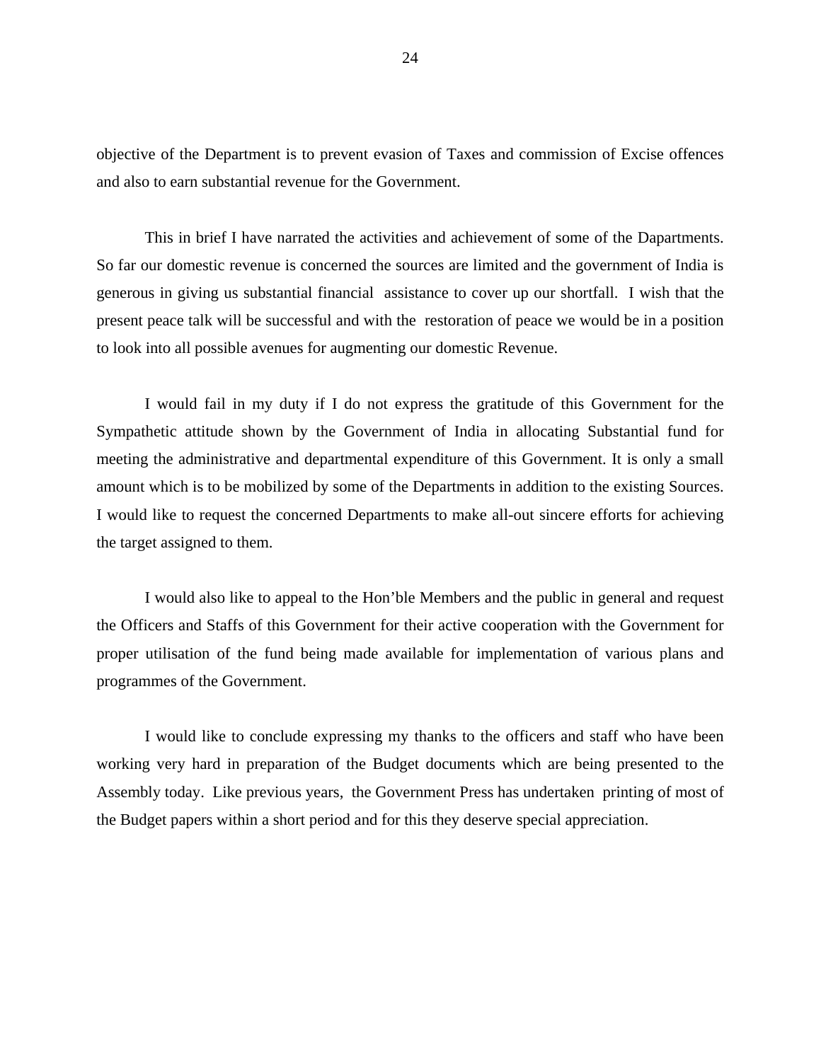objective of the Department is to prevent evasion of Taxes and commission of Excise offences and also to earn substantial revenue for the Government.

This in brief I have narrated the activities and achievement of some of the Dapartments. So far our domestic revenue is concerned the sources are limited and the government of India is generous in giving us substantial financial assistance to cover up our shortfall. I wish that the present peace talk will be successful and with the restoration of peace we would be in a position to look into all possible avenues for augmenting our domestic Revenue.

I would fail in my duty if I do not express the gratitude of this Government for the Sympathetic attitude shown by the Government of India in allocating Substantial fund for meeting the administrative and departmental expenditure of this Government. It is only a small amount which is to be mobilized by some of the Departments in addition to the existing Sources. I would like to request the concerned Departments to make all-out sincere efforts for achieving the target assigned to them.

I would also like to appeal to the Hon'ble Members and the public in general and request the Officers and Staffs of this Government for their active cooperation with the Government for proper utilisation of the fund being made available for implementation of various plans and programmes of the Government.

I would like to conclude expressing my thanks to the officers and staff who have been working very hard in preparation of the Budget documents which are being presented to the Assembly today. Like previous years, the Government Press has undertaken printing of most of the Budget papers within a short period and for this they deserve special appreciation.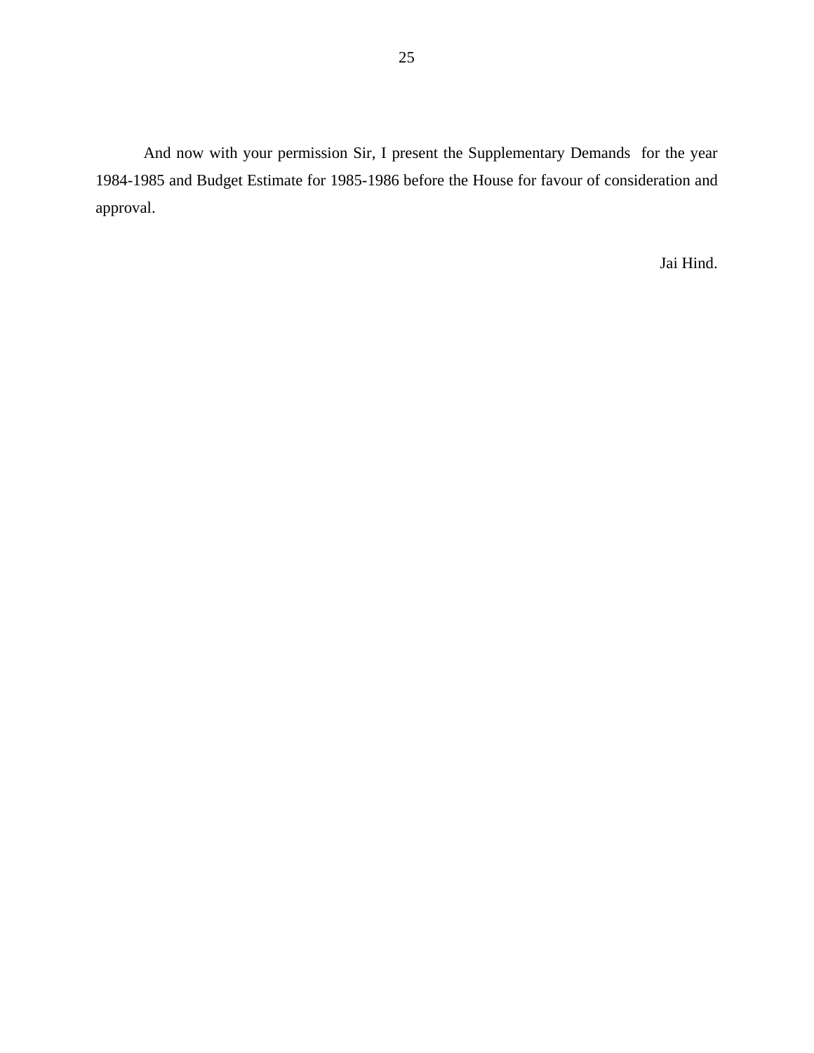And now with your permission Sir, I present the Supplementary Demands for the year 1984-1985 and Budget Estimate for 1985-1986 before the House for favour of consideration and approval.

Jai Hind.